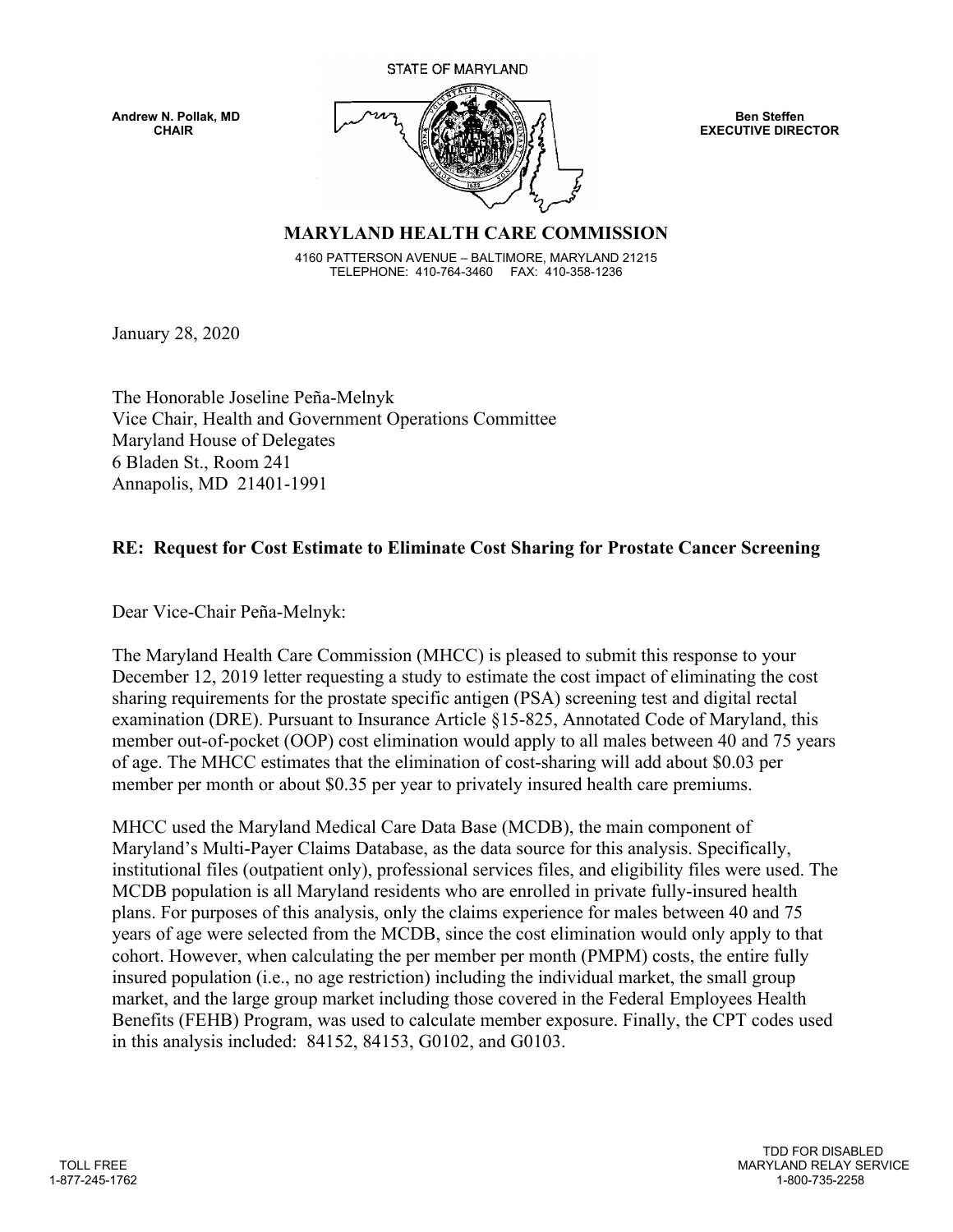STATE OF MARYLAND

**Andrew N. Pollak, MD**
**CHAIR**

**Ben Steffen**
**EXECUTIVE DIRECTOR**

**MARYLAND HEALTH CARE COMMISSION**

4160 PATTERSON AVENUE – BALTIMORE, MARYLAND 21215
TELEPHONE: 410-764-3460 FAX: 410-358-1236

January 28, 2020

The Honorable Joseline Peña-Melnyk
Vice Chair, Health and Government Operations Committee
Maryland House of Delegates
6 Bladen St., Room 241
Annapolis, MD 21401-1991

**RE: Request for Cost Estimate to Eliminate Cost Sharing for Prostate Cancer Screening**

Dear Vice-Chair Peña-Melnyk:

The Maryland Health Care Commission (MHCC) is pleased to submit this response to your December 12, 2019 letter requesting a study to estimate the cost impact of eliminating the cost sharing requirements for the prostate specific antigen (PSA) screening test and digital rectal examination (DRE). Pursuant to Insurance Article §15-825, Annotated Code of Maryland, this member out-of-pocket (OOP) cost elimination would apply to all males between 40 and 75 years of age. The MHCC estimates that the elimination of cost-sharing will add about $0.03 per member per month or about $0.35 per year to privately insured health care premiums.

MHCC used the Maryland Medical Care Data Base (MCDB), the main component of Maryland's Multi-Payer Claims Database, as the data source for this analysis. Specifically, institutional files (outpatient only), professional services files, and eligibility files were used. The MCDB population is all Maryland residents who are enrolled in private fully-insured health plans. For purposes of this analysis, only the claims experience for males between 40 and 75 years of age were selected from the MCDB, since the cost elimination would only apply to that cohort. However, when calculating the per member per month (PMPM) costs, the entire fully insured population (i.e., no age restriction) including the individual market, the small group market, and the large group market including those covered in the Federal Employees Health Benefits (FEHB) Program, was used to calculate member exposure. Finally, the CPT codes used in this analysis included: 84152, 84153, G0102, and G0103.

TOLL FREE
1-877-245-1762

TDD FOR DISABLED
MARYLAND RELAY SERVICE
1-800-735-2258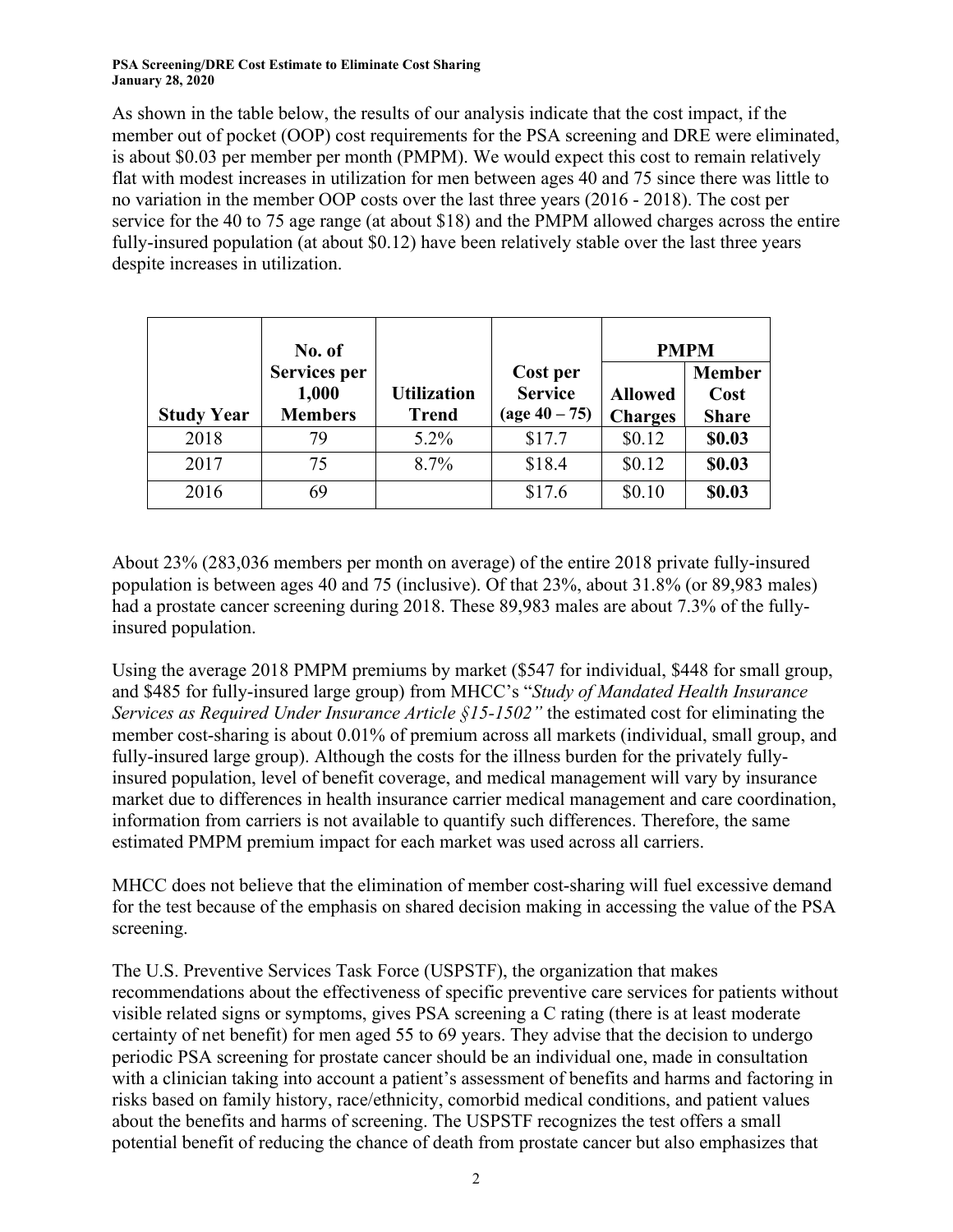As shown in the table below, the results of our analysis indicate that the cost impact, if the member out of pocket (OOP) cost requirements for the PSA screening and DRE were eliminated, is about $0.03 per member per month (PMPM). We would expect this cost to remain relatively flat with modest increases in utilization for men between ages 40 and 75 since there was little to no variation in the member OOP costs over the last three years (2016 - 2018). The cost per service for the 40 to 75 age range (at about $18) and the PMPM allowed charges across the entire fully-insured population (at about $0.12) have been relatively stable over the last three years despite increases in utilization.

| Study Year | No. of Services per 1,000 Members | Utilization Trend | Cost per Service (age 40 – 75) | PMPM | |
|---|---|---|---|---|---|
| | | | | Allowed Charges | Member Cost Share |
| 2018 | 79 | 5.2% | $17.7 | $0.12 | **$0.03** |
| 2017 | 75 | 8.7% | $18.4 | $0.12 | **$0.03** |
| 2016 | 69 | | $17.6 | $0.10 | **$0.03** |

About 23% (283,036 members per month on average) of the entire 2018 private fully-insured population is between ages 40 and 75 (inclusive). Of that 23%, about 31.8% (or 89,983 males) had a prostate cancer screening during 2018. These 89,983 males are about 7.3% of the fully-insured population.

Using the average 2018 PMPM premiums by market ($547 for individual, $448 for small group, and $485 for fully-insured large group) from MHCC's "*Study of Mandated Health Insurance Services as Required Under Insurance Article §15-1502"* the estimated cost for eliminating the member cost-sharing is about 0.01% of premium across all markets (individual, small group, and fully-insured large group). Although the costs for the illness burden for the privately fully-insured population, level of benefit coverage, and medical management will vary by insurance market due to differences in health insurance carrier medical management and care coordination, information from carriers is not available to quantify such differences. Therefore, the same estimated PMPM premium impact for each market was used across all carriers.

MHCC does not believe that the elimination of member cost-sharing will fuel excessive demand for the test because of the emphasis on shared decision making in accessing the value of the PSA screening.

The U.S. Preventive Services Task Force (USPSTF), the organization that makes recommendations about the effectiveness of specific preventive care services for patients without visible related signs or symptoms, gives PSA screening a C rating (there is at least moderate certainty of net benefit) for men aged 55 to 69 years. They advise that the decision to undergo periodic PSA screening for prostate cancer should be an individual one, made in consultation with a clinician taking into account a patient's assessment of benefits and harms and factoring in risks based on family history, race/ethnicity, comorbid medical conditions, and patient values about the benefits and harms of screening. The USPSTF recognizes the test offers a small potential benefit of reducing the chance of death from prostate cancer but also emphasizes that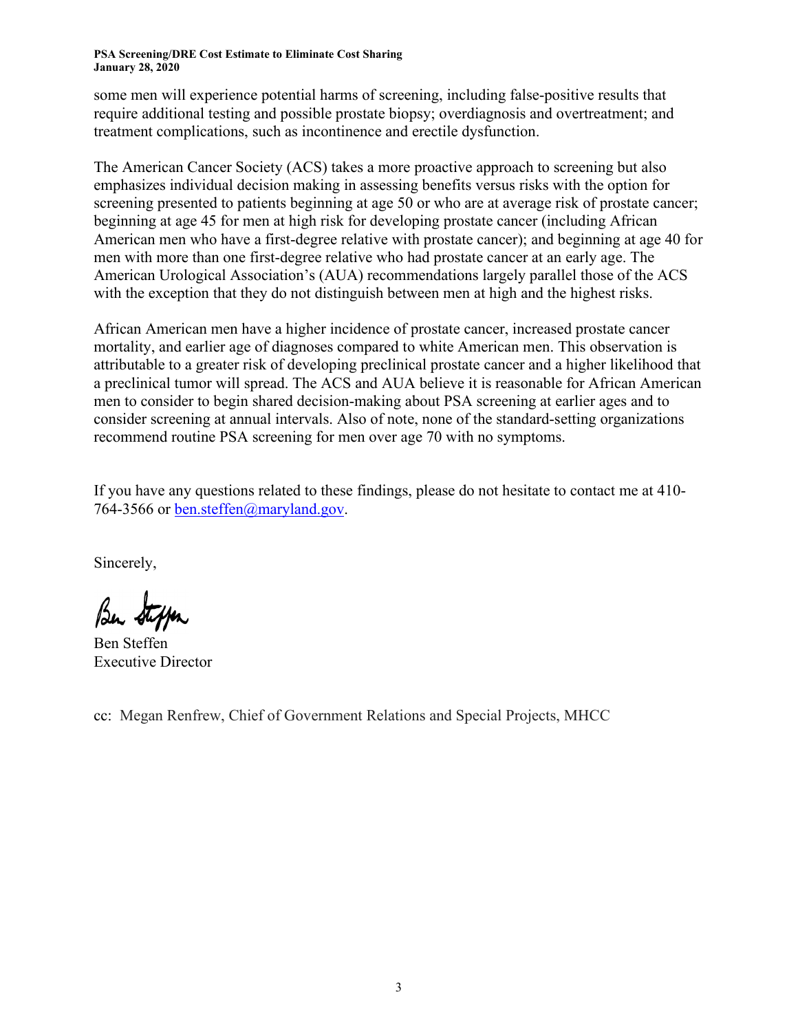some men will experience potential harms of screening, including false-positive results that require additional testing and possible prostate biopsy; overdiagnosis and overtreatment; and treatment complications, such as incontinence and erectile dysfunction.

The American Cancer Society (ACS) takes a more proactive approach to screening but also emphasizes individual decision making in assessing benefits versus risks with the option for screening presented to patients beginning at age 50 or who are at average risk of prostate cancer; beginning at age 45 for men at high risk for developing prostate cancer (including African American men who have a first-degree relative with prostate cancer); and beginning at age 40 for men with more than one first-degree relative who had prostate cancer at an early age. The American Urological Association's (AUA) recommendations largely parallel those of the ACS with the exception that they do not distinguish between men at high and the highest risks.

African American men have a higher incidence of prostate cancer, increased prostate cancer mortality, and earlier age of diagnoses compared to white American men. This observation is attributable to a greater risk of developing preclinical prostate cancer and a higher likelihood that a preclinical tumor will spread. The ACS and AUA believe it is reasonable for African American men to consider to begin shared decision-making about PSA screening at earlier ages and to consider screening at annual intervals. Also of note, none of the standard-setting organizations recommend routine PSA screening for men over age 70 with no symptoms.

If you have any questions related to these findings, please do not hesitate to contact me at 410-764-3566 or ben.steffen@maryland.gov.

Sincerely,

Ben Steffen

Ben Steffen
Executive Director

cc: Megan Renfrew, Chief of Government Relations and Special Projects, MHCC